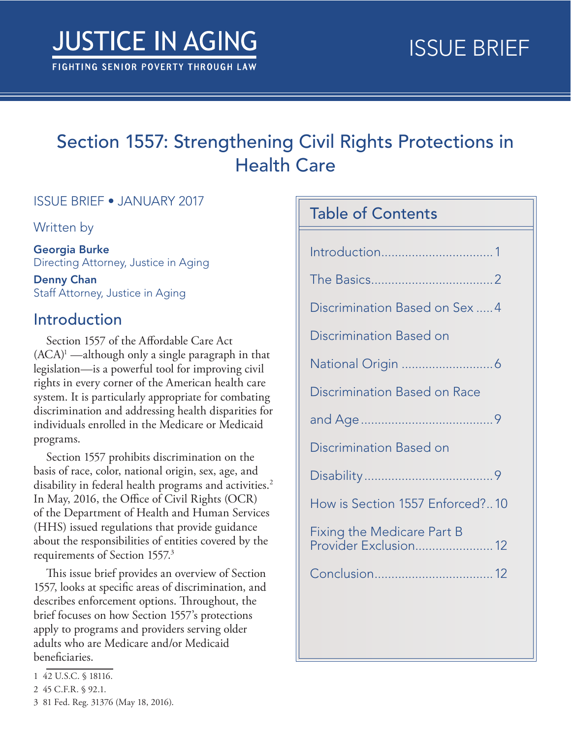JUSTICE IN AGING

FIGHTING SENIOR POVERTY THROUGH LAW

ISSUE BRIEF

# Section 1557: Strengthening Civil Rights Protections in Health Care

ISSUE BRIEF • JANUARY 2017

Written by

**Georgia Burke**
Directing Attorney, Justice in Aging

**Denny Chan**
Staff Attorney, Justice in Aging

## Table of Contents

Introduction.................................1

The Basics...................................2

Discrimination Based on Sex .....4

Discrimination Based on National Origin ...........................6

Discrimination Based on Race and Age.......................................9

Discrimination Based on Disability.....................................9

How is Section 1557 Enforced?..10

Fixing the Medicare Part B Provider Exclusion.......................12

Conclusion..................................12

## Introduction

Section 1557 of the Affordable Care Act (ACA)[1] —although only a single paragraph in that legislation—is a powerful tool for improving civil rights in every corner of the American health care system. It is particularly appropriate for combating discrimination and addressing health disparities for individuals enrolled in the Medicare or Medicaid programs.

Section 1557 prohibits discrimination on the basis of race, color, national origin, sex, age, and disability in federal health programs and activities.[2] In May, 2016, the Office of Civil Rights (OCR) of the Department of Health and Human Services (HHS) issued regulations that provide guidance about the responsibilities of entities covered by the requirements of Section 1557.[3]

This issue brief provides an overview of Section 1557, looks at specific areas of discrimination, and describes enforcement options. Throughout, the brief focuses on how Section 1557's protections apply to programs and providers serving older adults who are Medicare and/or Medicaid beneficiaries.

1 42 U.S.C. § 18116.

2 45 C.F.R. § 92.1.

3 81 Fed. Reg. 31376 (May 18, 2016).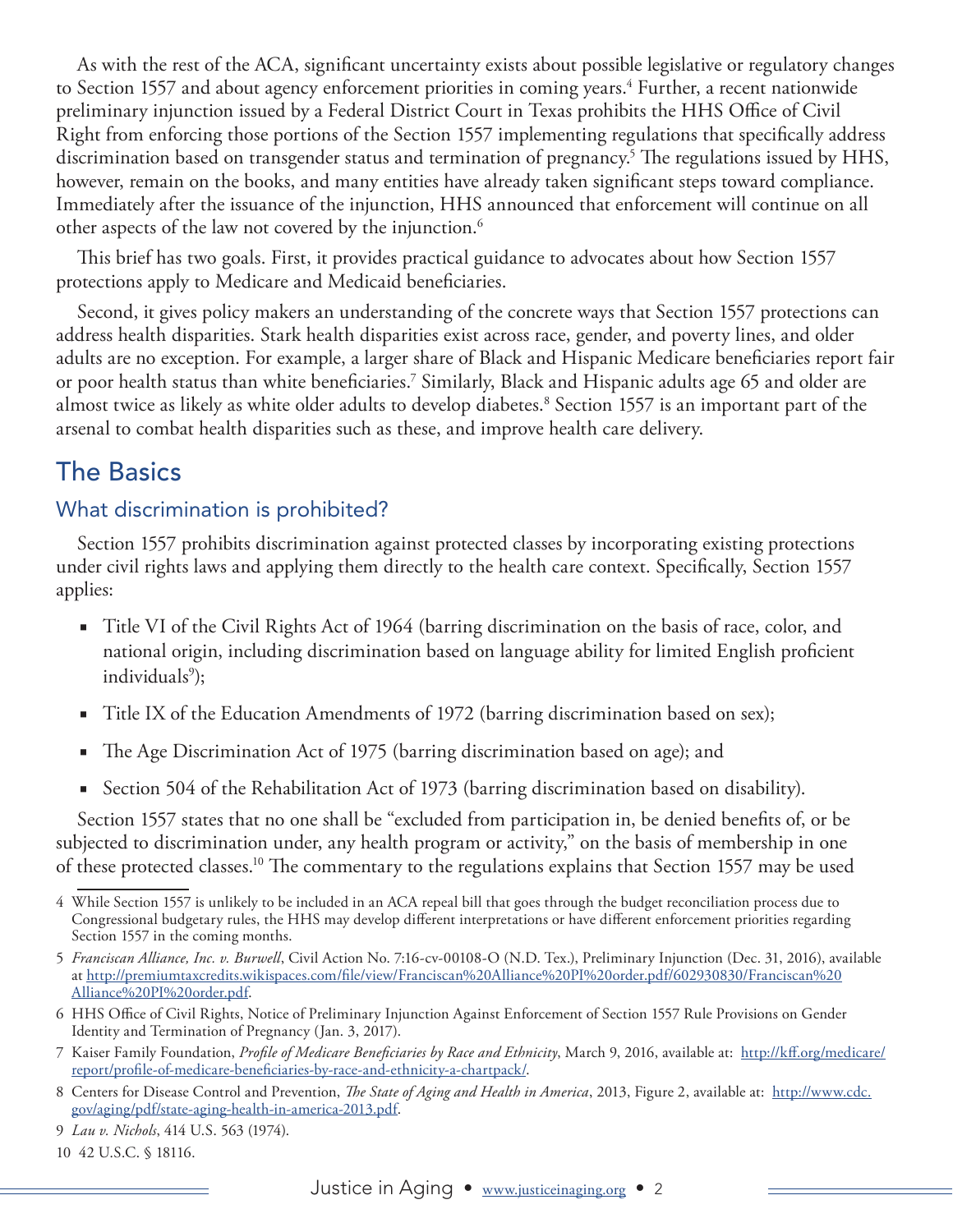As with the rest of the ACA, significant uncertainty exists about possible legislative or regulatory changes to Section 1557 and about agency enforcement priorities in coming years.[4] Further, a recent nationwide preliminary injunction issued by a Federal District Court in Texas prohibits the HHS Office of Civil Right from enforcing those portions of the Section 1557 implementing regulations that specifically address discrimination based on transgender status and termination of pregnancy.[5] The regulations issued by HHS, however, remain on the books, and many entities have already taken significant steps toward compliance. Immediately after the issuance of the injunction, HHS announced that enforcement will continue on all other aspects of the law not covered by the injunction.[6]

This brief has two goals. First, it provides practical guidance to advocates about how Section 1557 protections apply to Medicare and Medicaid beneficiaries.

Second, it gives policy makers an understanding of the concrete ways that Section 1557 protections can address health disparities. Stark health disparities exist across race, gender, and poverty lines, and older adults are no exception. For example, a larger share of Black and Hispanic Medicare beneficiaries report fair or poor health status than white beneficiaries.[7] Similarly, Black and Hispanic adults age 65 and older are almost twice as likely as white older adults to develop diabetes.[8] Section 1557 is an important part of the arsenal to combat health disparities such as these, and improve health care delivery.

## The Basics

### What discrimination is prohibited?

Section 1557 prohibits discrimination against protected classes by incorporating existing protections under civil rights laws and applying them directly to the health care context. Specifically, Section 1557 applies:

- Title VI of the Civil Rights Act of 1964 (barring discrimination on the basis of race, color, and national origin, including discrimination based on language ability for limited English proficient individuals[9]);
- Title IX of the Education Amendments of 1972 (barring discrimination based on sex);
- The Age Discrimination Act of 1975 (barring discrimination based on age); and
- Section 504 of the Rehabilitation Act of 1973 (barring discrimination based on disability).

Section 1557 states that no one shall be "excluded from participation in, be denied benefits of, or be subjected to discrimination under, any health program or activity," on the basis of membership in one of these protected classes.[10] The commentary to the regulations explains that Section 1557 may be used

---

4 While Section 1557 is unlikely to be included in an ACA repeal bill that goes through the budget reconciliation process due to Congressional budgetary rules, the HHS may develop different interpretations or have different enforcement priorities regarding Section 1557 in the coming months.

5 *Franciscan Alliance, Inc. v. Burwell*, Civil Action No. 7:16-cv-00108-O (N.D. Tex.), Preliminary Injunction (Dec. 31, 2016), available at http://premiumtaxcredits.wikispaces.com/file/view/Franciscan%20Alliance%20PI%20order.pdf/602930830/Franciscan%20Alliance%20PI%20order.pdf.

6 HHS Office of Civil Rights, Notice of Preliminary Injunction Against Enforcement of Section 1557 Rule Provisions on Gender Identity and Termination of Pregnancy (Jan. 3, 2017).

7 Kaiser Family Foundation, *Profile of Medicare Beneficiaries by Race and Ethnicity*, March 9, 2016, available at: http://kff.org/medicare/report/profile-of-medicare-beneficiaries-by-race-and-ethnicity-a-chartpack/.

8 Centers for Disease Control and Prevention, *The State of Aging and Health in America*, 2013, Figure 2, available at: http://www.cdc.gov/aging/pdf/state-aging-health-in-america-2013.pdf.

9 *Lau v. Nichols*, 414 U.S. 563 (1974).

10 42 U.S.C. § 18116.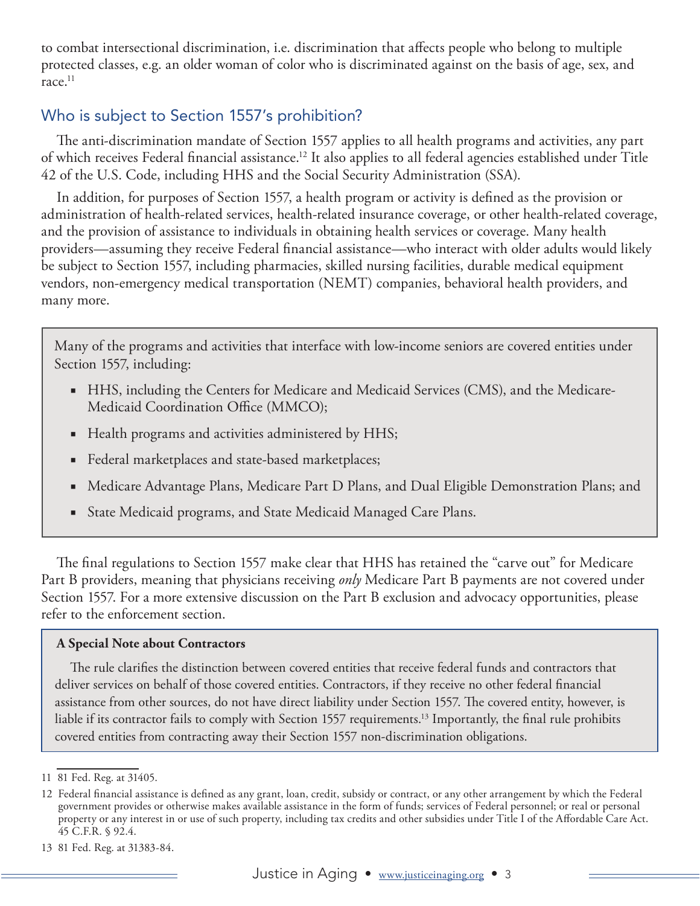to combat intersectional discrimination, i.e. discrimination that affects people who belong to multiple protected classes, e.g. an older woman of color who is discriminated against on the basis of age, sex, and race.[11]

## Who is subject to Section 1557's prohibition?

The anti-discrimination mandate of Section 1557 applies to all health programs and activities, any part of which receives Federal financial assistance.[12] It also applies to all federal agencies established under Title 42 of the U.S. Code, including HHS and the Social Security Administration (SSA).

In addition, for purposes of Section 1557, a health program or activity is defined as the provision or administration of health-related services, health-related insurance coverage, or other health-related coverage, and the provision of assistance to individuals in obtaining health services or coverage. Many health providers—assuming they receive Federal financial assistance—who interact with older adults would likely be subject to Section 1557, including pharmacies, skilled nursing facilities, durable medical equipment vendors, non-emergency medical transportation (NEMT) companies, behavioral health providers, and many more.

> Many of the programs and activities that interface with low-income seniors are covered entities under Section 1557, including:
>
> - HHS, including the Centers for Medicare and Medicaid Services (CMS), and the Medicare-Medicaid Coordination Office (MMCO);
> - Health programs and activities administered by HHS;
> - Federal marketplaces and state-based marketplaces;
> - Medicare Advantage Plans, Medicare Part D Plans, and Dual Eligible Demonstration Plans; and
> - State Medicaid programs, and State Medicaid Managed Care Plans.

The final regulations to Section 1557 make clear that HHS has retained the "carve out" for Medicare Part B providers, meaning that physicians receiving *only* Medicare Part B payments are not covered under Section 1557. For a more extensive discussion on the Part B exclusion and advocacy opportunities, please refer to the enforcement section.

> **A Special Note about Contractors**
>
> The rule clarifies the distinction between covered entities that receive federal funds and contractors that deliver services on behalf of those covered entities. Contractors, if they receive no other federal financial assistance from other sources, do not have direct liability under Section 1557. The covered entity, however, is liable if its contractor fails to comply with Section 1557 requirements.[13] Importantly, the final rule prohibits covered entities from contracting away their Section 1557 non-discrimination obligations.

---

11 81 Fed. Reg. at 31405.

12 Federal financial assistance is defined as any grant, loan, credit, subsidy or contract, or any other arrangement by which the Federal government provides or otherwise makes available assistance in the form of funds; services of Federal personnel; or real or personal property or any interest in or use of such property, including tax credits and other subsidies under Title I of the Affordable Care Act. 45 C.F.R. § 92.4.

13 81 Fed. Reg. at 31383-84.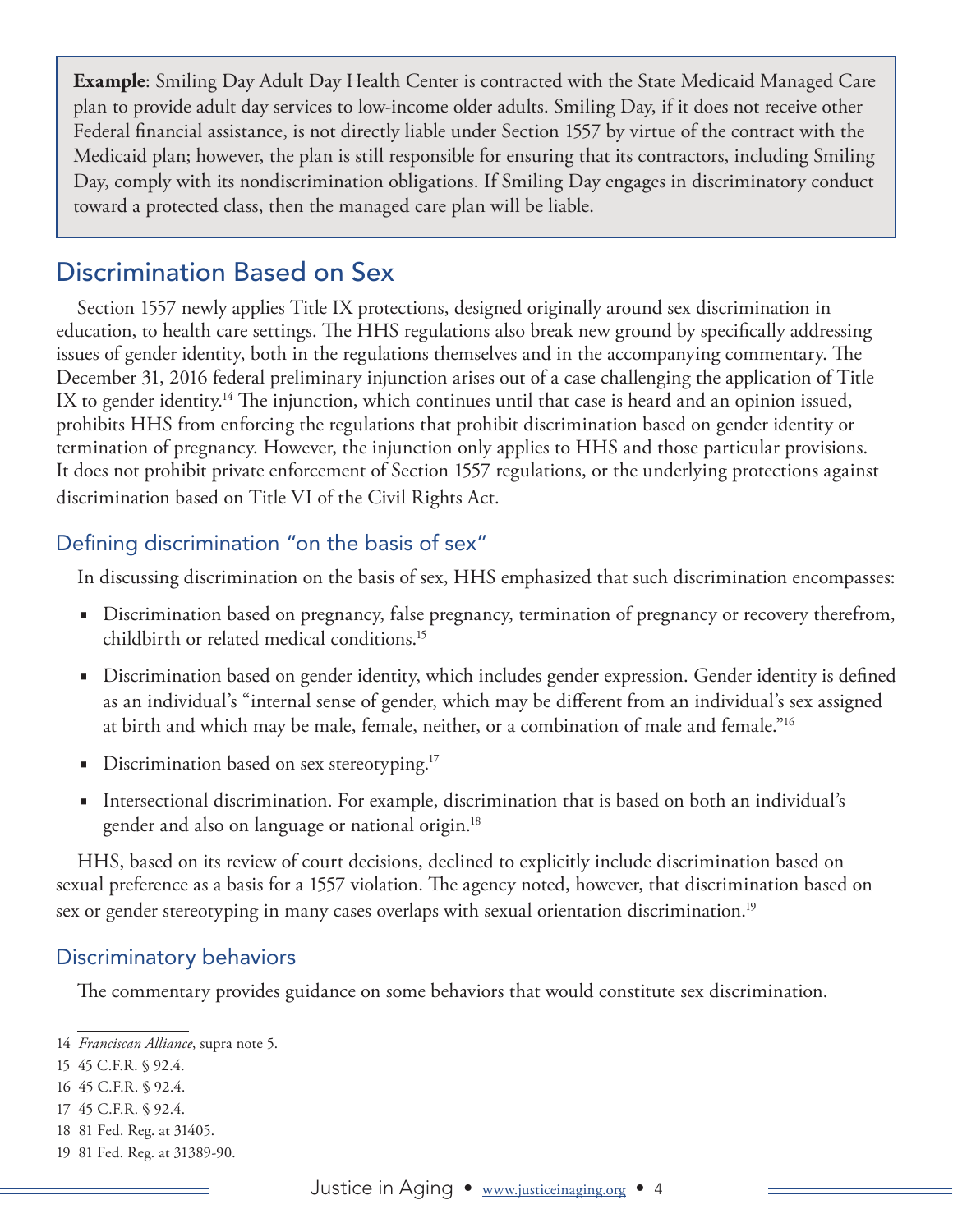> **Example**: Smiling Day Adult Day Health Center is contracted with the State Medicaid Managed Care plan to provide adult day services to low-income older adults. Smiling Day, if it does not receive other Federal financial assistance, is not directly liable under Section 1557 by virtue of the contract with the Medicaid plan; however, the plan is still responsible for ensuring that its contractors, including Smiling Day, comply with its nondiscrimination obligations. If Smiling Day engages in discriminatory conduct toward a protected class, then the managed care plan will be liable.

## Discrimination Based on Sex

Section 1557 newly applies Title IX protections, designed originally around sex discrimination in education, to health care settings. The HHS regulations also break new ground by specifically addressing issues of gender identity, both in the regulations themselves and in the accompanying commentary. The December 31, 2016 federal preliminary injunction arises out of a case challenging the application of Title IX to gender identity.[14] The injunction, which continues until that case is heard and an opinion issued, prohibits HHS from enforcing the regulations that prohibit discrimination based on gender identity or termination of pregnancy. However, the injunction only applies to HHS and those particular provisions. It does not prohibit private enforcement of Section 1557 regulations, or the underlying protections against discrimination based on Title VI of the Civil Rights Act.

### Defining discrimination "on the basis of sex"

In discussing discrimination on the basis of sex, HHS emphasized that such discrimination encompasses:

- Discrimination based on pregnancy, false pregnancy, termination of pregnancy or recovery therefrom, childbirth or related medical conditions.[15]
- Discrimination based on gender identity, which includes gender expression. Gender identity is defined as an individual's "internal sense of gender, which may be different from an individual's sex assigned at birth and which may be male, female, neither, or a combination of male and female."[16]
- Discrimination based on sex stereotyping.[17]
- Intersectional discrimination. For example, discrimination that is based on both an individual's gender and also on language or national origin.[18]

HHS, based on its review of court decisions, declined to explicitly include discrimination based on sexual preference as a basis for a 1557 violation. The agency noted, however, that discrimination based on sex or gender stereotyping in many cases overlaps with sexual orientation discrimination.[19]

### Discriminatory behaviors

The commentary provides guidance on some behaviors that would constitute sex discrimination.

---

14 *Franciscan Alliance*, supra note 5.

15 45 C.F.R. § 92.4.

16 45 C.F.R. § 92.4.

17 45 C.F.R. § 92.4.

18 81 Fed. Reg. at 31405.

19 81 Fed. Reg. at 31389-90.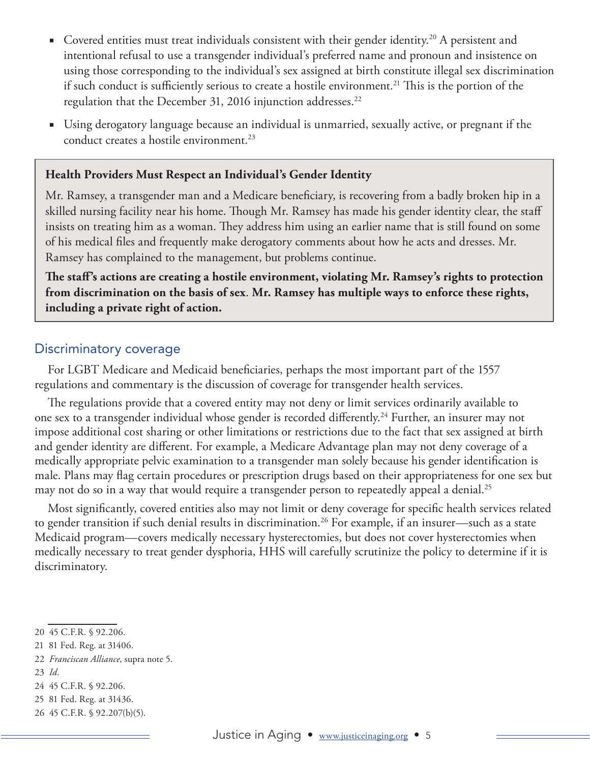- Covered entities must treat individuals consistent with their gender identity.[20] A persistent and intentional refusal to use a transgender individual's preferred name and pronoun and insistence on using those corresponding to the individual's sex assigned at birth constitute illegal sex discrimination if such conduct is sufficiently serious to create a hostile environment.[21] This is the portion of the regulation that the December 31, 2016 injunction addresses.[22]
- Using derogatory language because an individual is unmarried, sexually active, or pregnant if the conduct creates a hostile environment.[23]

> **Health Providers Must Respect an Individual's Gender Identity**
>
> Mr. Ramsey, a transgender man and a Medicare beneficiary, is recovering from a badly broken hip in a skilled nursing facility near his home. Though Mr. Ramsey has made his gender identity clear, the staff insists on treating him as a woman. They address him using an earlier name that is still found on some of his medical files and frequently make derogatory comments about how he acts and dresses. Mr. Ramsey has complained to the management, but problems continue.
>
> **The staff's actions are creating a hostile environment, violating Mr. Ramsey's rights to protection from discrimination on the basis of sex**. **Mr. Ramsey has multiple ways to enforce these rights, including a private right of action.**

## Discriminatory coverage

For LGBT Medicare and Medicaid beneficiaries, perhaps the most important part of the 1557 regulations and commentary is the discussion of coverage for transgender health services.

The regulations provide that a covered entity may not deny or limit services ordinarily available to one sex to a transgender individual whose gender is recorded differently.[24] Further, an insurer may not impose additional cost sharing or other limitations or restrictions due to the fact that sex assigned at birth and gender identity are different. For example, a Medicare Advantage plan may not deny coverage of a medically appropriate pelvic examination to a transgender man solely because his gender identification is male. Plans may flag certain procedures or prescription drugs based on their appropriateness for one sex but may not do so in a way that would require a transgender person to repeatedly appeal a denial.[25]

Most significantly, covered entities also may not limit or deny coverage for specific health services related to gender transition if such denial results in discrimination.[26] For example, if an insurer—such as a state Medicaid program—covers medically necessary hysterectomies, but does not cover hysterectomies when medically necessary to treat gender dysphoria, HHS will carefully scrutinize the policy to determine if it is discriminatory.

---

20 45 C.F.R. § 92.206.

21 81 Fed. Reg. at 31406.

22 *Franciscan Alliance*, supra note 5.

23 *Id*.

24 45 C.F.R. § 92.206.

25 81 Fed. Reg. at 31436.

26 45 C.F.R. § 92.207(b)(5).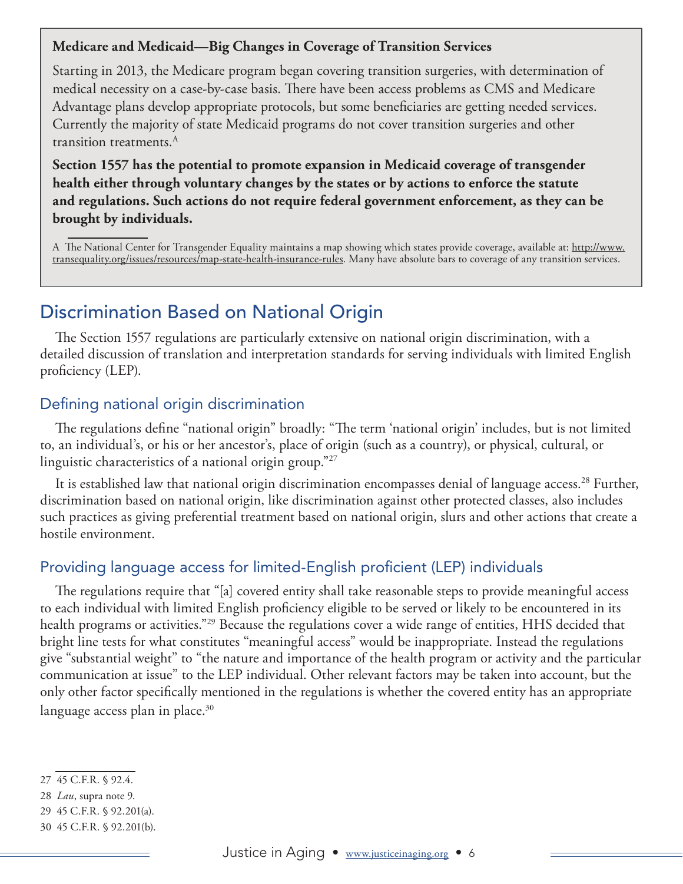**Medicare and Medicaid—Big Changes in Coverage of Transition Services**

Starting in 2013, the Medicare program began covering transition surgeries, with determination of medical necessity on a case-by-case basis. There have been access problems as CMS and Medicare Advantage plans develop appropriate protocols, but some beneficiaries are getting needed services. Currently the majority of state Medicaid programs do not cover transition surgeries and other transition treatments.[A]

**Section 1557 has the potential to promote expansion in Medicaid coverage of transgender health either through voluntary changes by the states or by actions to enforce the statute and regulations. Such actions do not require federal government enforcement, as they can be brought by individuals.**

A The National Center for Transgender Equality maintains a map showing which states provide coverage, available at: http://www.transequality.org/issues/resources/map-state-health-insurance-rules. Many have absolute bars to coverage of any transition services.

## Discrimination Based on National Origin

The Section 1557 regulations are particularly extensive on national origin discrimination, with a detailed discussion of translation and interpretation standards for serving individuals with limited English proficiency (LEP).

### Defining national origin discrimination

The regulations define "national origin" broadly: "The term 'national origin' includes, but is not limited to, an individual's, or his or her ancestor's, place of origin (such as a country), or physical, cultural, or linguistic characteristics of a national origin group."[27]

It is established law that national origin discrimination encompasses denial of language access.[28] Further, discrimination based on national origin, like discrimination against other protected classes, also includes such practices as giving preferential treatment based on national origin, slurs and other actions that create a hostile environment.

### Providing language access for limited-English proficient (LEP) individuals

The regulations require that "[a] covered entity shall take reasonable steps to provide meaningful access to each individual with limited English proficiency eligible to be served or likely to be encountered in its health programs or activities."[29] Because the regulations cover a wide range of entities, HHS decided that bright line tests for what constitutes "meaningful access" would be inappropriate. Instead the regulations give "substantial weight" to "the nature and importance of the health program or activity and the particular communication at issue" to the LEP individual. Other relevant factors may be taken into account, but the only other factor specifically mentioned in the regulations is whether the covered entity has an appropriate language access plan in place.[30]

27 45 C.F.R. § 92.4.

28 *Lau*, supra note 9.

29 45 C.F.R. § 92.201(a).

30 45 C.F.R. § 92.201(b).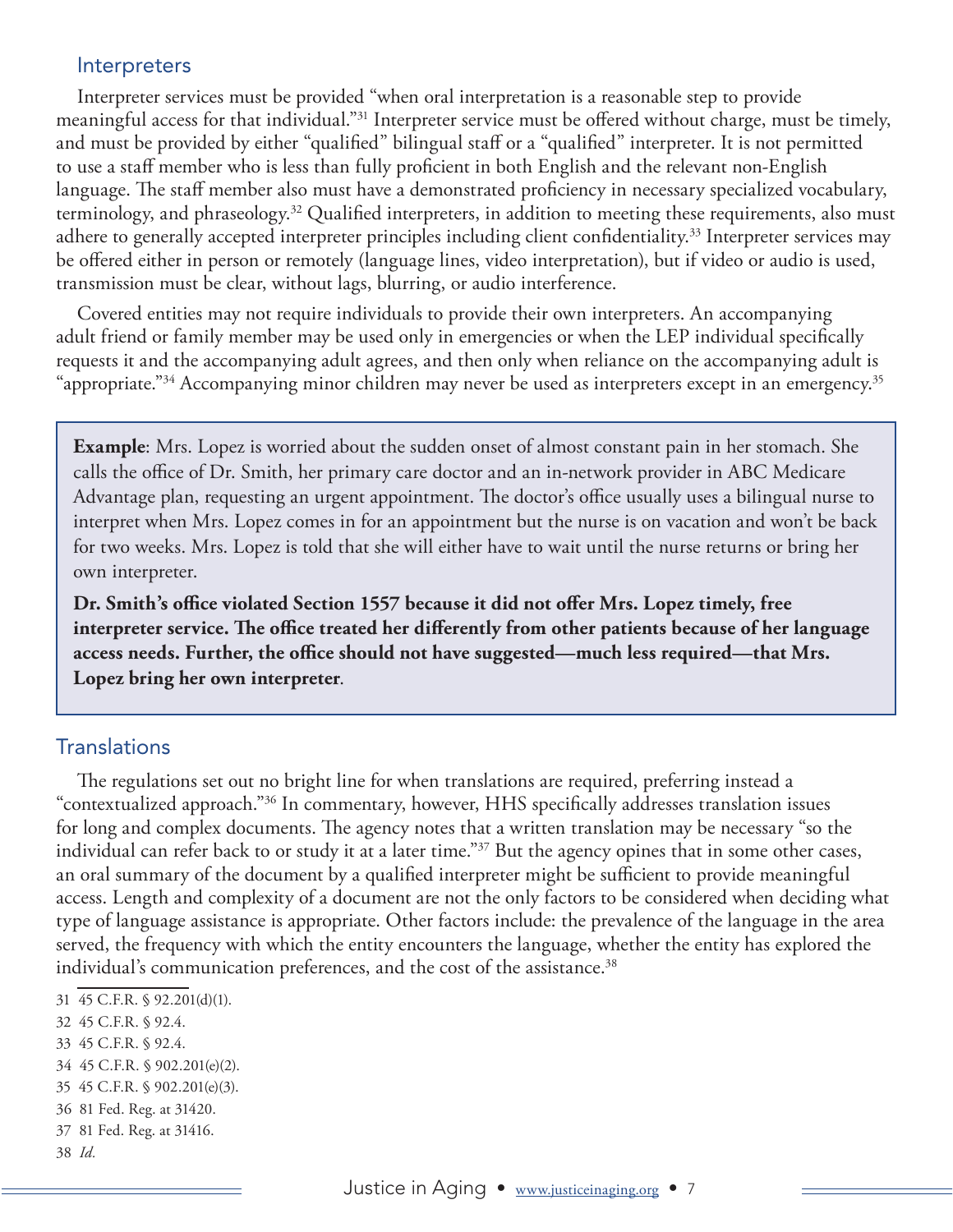## Interpreters

Interpreter services must be provided "when oral interpretation is a reasonable step to provide meaningful access for that individual."[31] Interpreter service must be offered without charge, must be timely, and must be provided by either "qualified" bilingual staff or a "qualified" interpreter. It is not permitted to use a staff member who is less than fully proficient in both English and the relevant non-English language. The staff member also must have a demonstrated proficiency in necessary specialized vocabulary, terminology, and phraseology.[32] Qualified interpreters, in addition to meeting these requirements, also must adhere to generally accepted interpreter principles including client confidentiality.[33] Interpreter services may be offered either in person or remotely (language lines, video interpretation), but if video or audio is used, transmission must be clear, without lags, blurring, or audio interference.

Covered entities may not require individuals to provide their own interpreters. An accompanying adult friend or family member may be used only in emergencies or when the LEP individual specifically requests it and the accompanying adult agrees, and then only when reliance on the accompanying adult is "appropriate."[34] Accompanying minor children may never be used as interpreters except in an emergency.[35]

> **Example**: Mrs. Lopez is worried about the sudden onset of almost constant pain in her stomach. She calls the office of Dr. Smith, her primary care doctor and an in-network provider in ABC Medicare Advantage plan, requesting an urgent appointment. The doctor's office usually uses a bilingual nurse to interpret when Mrs. Lopez comes in for an appointment but the nurse is on vacation and won't be back for two weeks. Mrs. Lopez is told that she will either have to wait until the nurse returns or bring her own interpreter.
>
> **Dr. Smith's office violated Section 1557 because it did not offer Mrs. Lopez timely, free interpreter service. The office treated her differently from other patients because of her language access needs. Further, the office should not have suggested—much less required—that Mrs. Lopez bring her own interpreter**.

## Translations

The regulations set out no bright line for when translations are required, preferring instead a "contextualized approach."[36] In commentary, however, HHS specifically addresses translation issues for long and complex documents. The agency notes that a written translation may be necessary "so the individual can refer back to or study it at a later time."[37] But the agency opines that in some other cases, an oral summary of the document by a qualified interpreter might be sufficient to provide meaningful access. Length and complexity of a document are not the only factors to be considered when deciding what type of language assistance is appropriate. Other factors include: the prevalence of the language in the area served, the frequency with which the entity encounters the language, whether the entity has explored the individual's communication preferences, and the cost of the assistance.[38]

---

31 45 C.F.R. § 92.201(d)(1).
32 45 C.F.R. § 92.4.
33 45 C.F.R. § 92.4.
34 45 C.F.R. § 902.201(e)(2).
35 45 C.F.R. § 902.201(e)(3).
36 81 Fed. Reg. at 31420.
37 81 Fed. Reg. at 31416.
38 *Id.*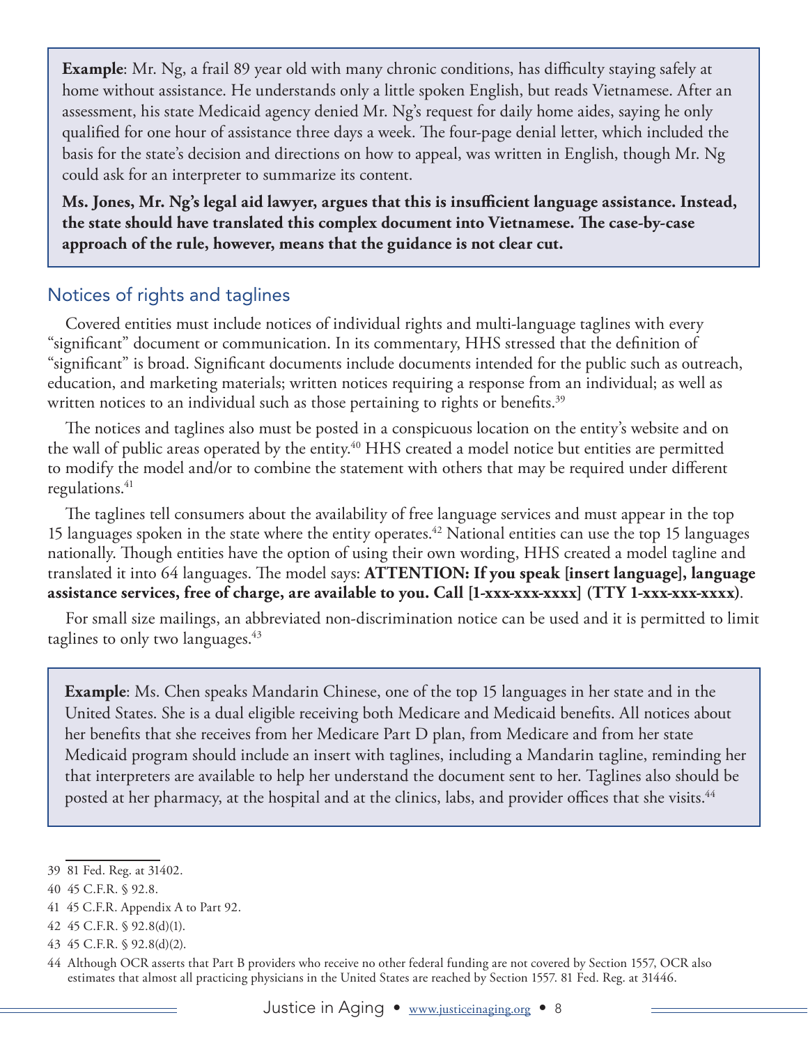**Example**: Mr. Ng, a frail 89 year old with many chronic conditions, has difficulty staying safely at home without assistance. He understands only a little spoken English, but reads Vietnamese. After an assessment, his state Medicaid agency denied Mr. Ng's request for daily home aides, saying he only qualified for one hour of assistance three days a week. The four-page denial letter, which included the basis for the state's decision and directions on how to appeal, was written in English, though Mr. Ng could ask for an interpreter to summarize its content.

**Ms. Jones, Mr. Ng's legal aid lawyer, argues that this is insufficient language assistance. Instead, the state should have translated this complex document into Vietnamese. The case-by-case approach of the rule, however, means that the guidance is not clear cut.**

## Notices of rights and taglines

Covered entities must include notices of individual rights and multi-language taglines with every "significant" document or communication. In its commentary, HHS stressed that the definition of "significant" is broad. Significant documents include documents intended for the public such as outreach, education, and marketing materials; written notices requiring a response from an individual; as well as written notices to an individual such as those pertaining to rights or benefits.[39]

The notices and taglines also must be posted in a conspicuous location on the entity's website and on the wall of public areas operated by the entity.[40] HHS created a model notice but entities are permitted to modify the model and/or to combine the statement with others that may be required under different regulations.[41]

The taglines tell consumers about the availability of free language services and must appear in the top 15 languages spoken in the state where the entity operates.[42] National entities can use the top 15 languages nationally. Though entities have the option of using their own wording, HHS created a model tagline and translated it into 64 languages. The model says: **ATTENTION: If you speak [insert language], language assistance services, free of charge, are available to you. Call [1-xxx-xxx-xxxx] (TTY 1-xxx-xxx-xxxx)**.

For small size mailings, an abbreviated non-discrimination notice can be used and it is permitted to limit taglines to only two languages.[43]

**Example**: Ms. Chen speaks Mandarin Chinese, one of the top 15 languages in her state and in the United States. She is a dual eligible receiving both Medicare and Medicaid benefits. All notices about her benefits that she receives from her Medicare Part D plan, from Medicare and from her state Medicaid program should include an insert with taglines, including a Mandarin tagline, reminding her that interpreters are available to help her understand the document sent to her. Taglines also should be posted at her pharmacy, at the hospital and at the clinics, labs, and provider offices that she visits.[44]

---

39 81 Fed. Reg. at 31402.

40 45 C.F.R. § 92.8.

41 45 C.F.R. Appendix A to Part 92.

42 45 C.F.R. § 92.8(d)(1).

43 45 C.F.R. § 92.8(d)(2).

44 Although OCR asserts that Part B providers who receive no other federal funding are not covered by Section 1557, OCR also estimates that almost all practicing physicians in the United States are reached by Section 1557. 81 Fed. Reg. at 31446.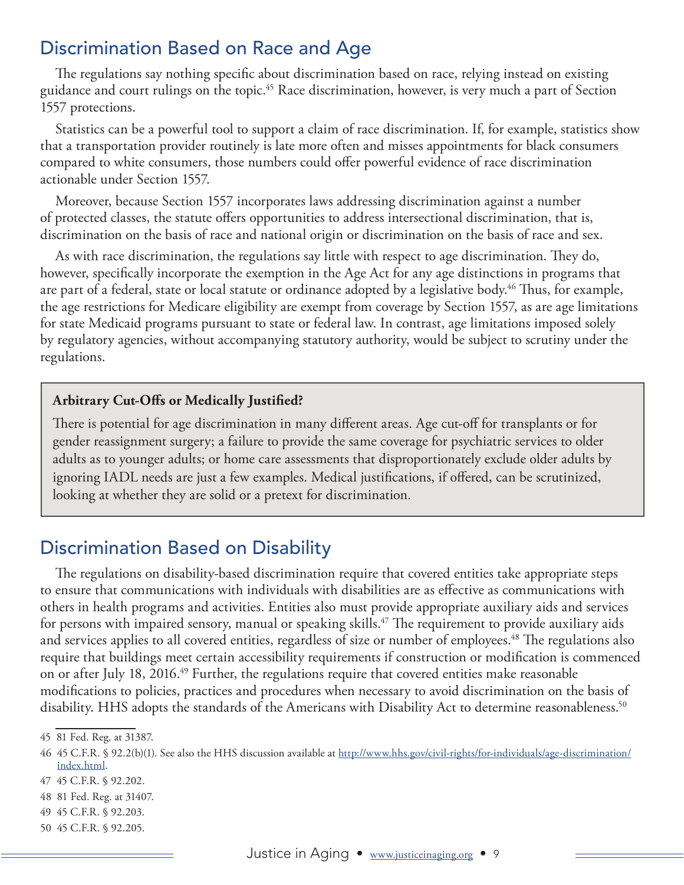## Discrimination Based on Race and Age

The regulations say nothing specific about discrimination based on race, relying instead on existing guidance and court rulings on the topic.[45] Race discrimination, however, is very much a part of Section 1557 protections.

Statistics can be a powerful tool to support a claim of race discrimination. If, for example, statistics show that a transportation provider routinely is late more often and misses appointments for black consumers compared to white consumers, those numbers could offer powerful evidence of race discrimination actionable under Section 1557.

Moreover, because Section 1557 incorporates laws addressing discrimination against a number of protected classes, the statute offers opportunities to address intersectional discrimination, that is, discrimination on the basis of race and national origin or discrimination on the basis of race and sex.

As with race discrimination, the regulations say little with respect to age discrimination. They do, however, specifically incorporate the exemption in the Age Act for any age distinctions in programs that are part of a federal, state or local statute or ordinance adopted by a legislative body.[46] Thus, for example, the age restrictions for Medicare eligibility are exempt from coverage by Section 1557, as are age limitations for state Medicaid programs pursuant to state or federal law. In contrast, age limitations imposed solely by regulatory agencies, without accompanying statutory authority, would be subject to scrutiny under the regulations.

**Arbitrary Cut-Offs or Medically Justified?**

There is potential for age discrimination in many different areas. Age cut-off for transplants or for gender reassignment surgery; a failure to provide the same coverage for psychiatric services to older adults as to younger adults; or home care assessments that disproportionately exclude older adults by ignoring IADL needs are just a few examples. Medical justifications, if offered, can be scrutinized, looking at whether they are solid or a pretext for discrimination.

## Discrimination Based on Disability

The regulations on disability-based discrimination require that covered entities take appropriate steps to ensure that communications with individuals with disabilities are as effective as communications with others in health programs and activities. Entities also must provide appropriate auxiliary aids and services for persons with impaired sensory, manual or speaking skills.[47] The requirement to provide auxiliary aids and services applies to all covered entities, regardless of size or number of employees.[48] The regulations also require that buildings meet certain accessibility requirements if construction or modification is commenced on or after July 18, 2016.[49] Further, the regulations require that covered entities make reasonable modifications to policies, practices and procedures when necessary to avoid discrimination on the basis of disability. HHS adopts the standards of the Americans with Disability Act to determine reasonableness.[50]

---

45 81 Fed. Reg. at 31387.

46 45 C.F.R. § 92.2(b)(1). See also the HHS discussion available at http://www.hhs.gov/civil-rights/for-individuals/age-discrimination/index.html.

47 45 C.F.R. § 92.202.

48 81 Fed. Reg. at 31407.

49 45 C.F.R. § 92.203.

50 45 C.F.R. § 92.205.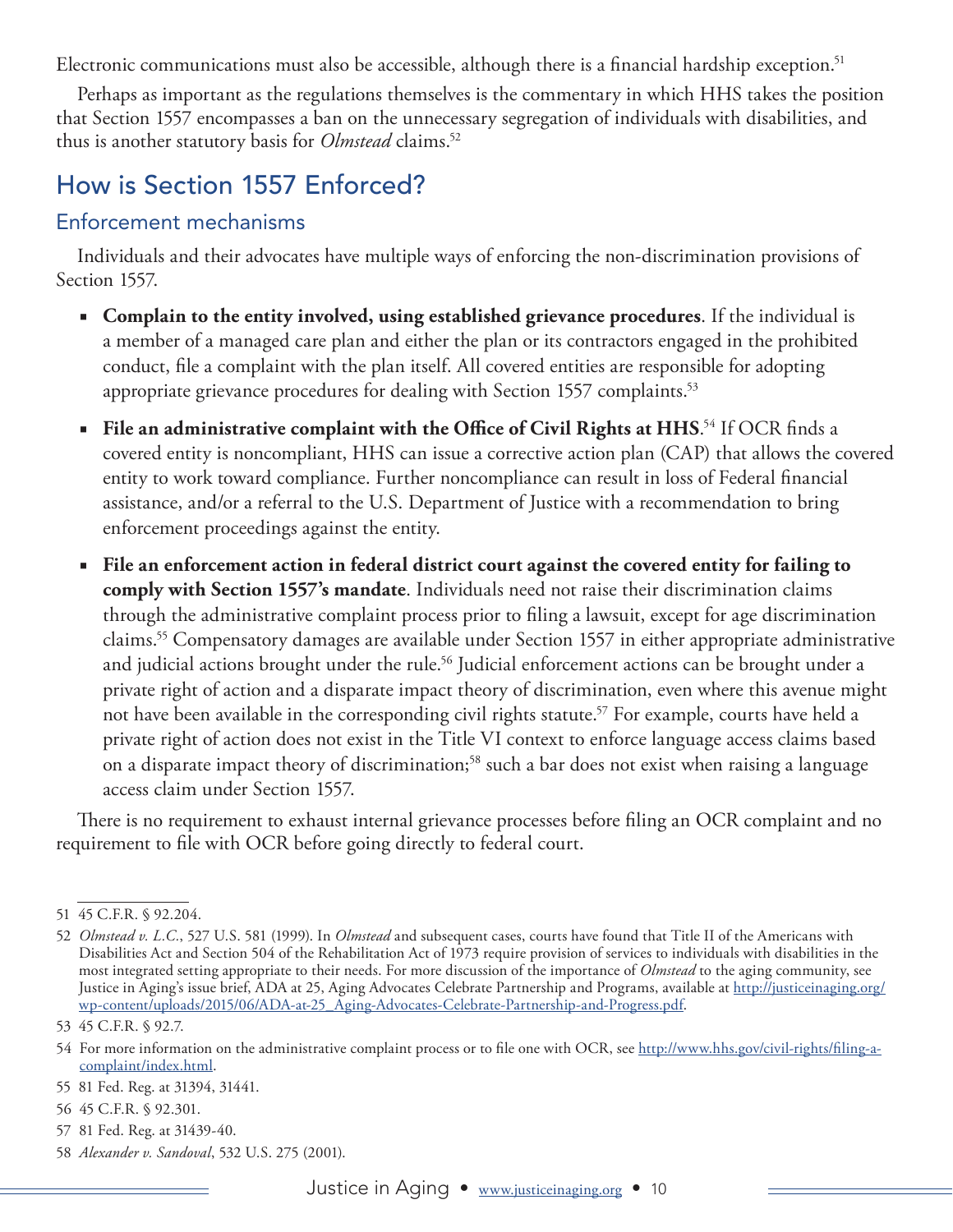Electronic communications must also be accessible, although there is a financial hardship exception.[51]

Perhaps as important as the regulations themselves is the commentary in which HHS takes the position that Section 1557 encompasses a ban on the unnecessary segregation of individuals with disabilities, and thus is another statutory basis for *Olmstead* claims.[52]

## How is Section 1557 Enforced?

### Enforcement mechanisms

Individuals and their advocates have multiple ways of enforcing the non-discrimination provisions of Section 1557.

- **Complain to the entity involved, using established grievance procedures**. If the individual is a member of a managed care plan and either the plan or its contractors engaged in the prohibited conduct, file a complaint with the plan itself. All covered entities are responsible for adopting appropriate grievance procedures for dealing with Section 1557 complaints.[53]
- **File an administrative complaint with the Office of Civil Rights at HHS**.[54] If OCR finds a covered entity is noncompliant, HHS can issue a corrective action plan (CAP) that allows the covered entity to work toward compliance. Further noncompliance can result in loss of Federal financial assistance, and/or a referral to the U.S. Department of Justice with a recommendation to bring enforcement proceedings against the entity.
- **File an enforcement action in federal district court against the covered entity for failing to comply with Section 1557's mandate**. Individuals need not raise their discrimination claims through the administrative complaint process prior to filing a lawsuit, except for age discrimination claims.[55] Compensatory damages are available under Section 1557 in either appropriate administrative and judicial actions brought under the rule.[56] Judicial enforcement actions can be brought under a private right of action and a disparate impact theory of discrimination, even where this avenue might not have been available in the corresponding civil rights statute.[57] For example, courts have held a private right of action does not exist in the Title VI context to enforce language access claims based on a disparate impact theory of discrimination;[58] such a bar does not exist when raising a language access claim under Section 1557.

There is no requirement to exhaust internal grievance processes before filing an OCR complaint and no requirement to file with OCR before going directly to federal court.

---

51 45 C.F.R. § 92.204.

52 *Olmstead v. L.C.*, 527 U.S. 581 (1999). In *Olmstead* and subsequent cases, courts have found that Title II of the Americans with Disabilities Act and Section 504 of the Rehabilitation Act of 1973 require provision of services to individuals with disabilities in the most integrated setting appropriate to their needs. For more discussion of the importance of *Olmstead* to the aging community, see Justice in Aging's issue brief, ADA at 25, Aging Advocates Celebrate Partnership and Programs, available at http://justiceinaging.org/wp-content/uploads/2015/06/ADA-at-25_Aging-Advocates-Celebrate-Partnership-and-Progress.pdf.

53 45 C.F.R. § 92.7.

54 For more information on the administrative complaint process or to file one with OCR, see http://www.hhs.gov/civil-rights/filing-a-complaint/index.html.

55 81 Fed. Reg. at 31394, 31441.

56 45 C.F.R. § 92.301.

57 81 Fed. Reg. at 31439-40.

58 *Alexander v. Sandoval*, 532 U.S. 275 (2001).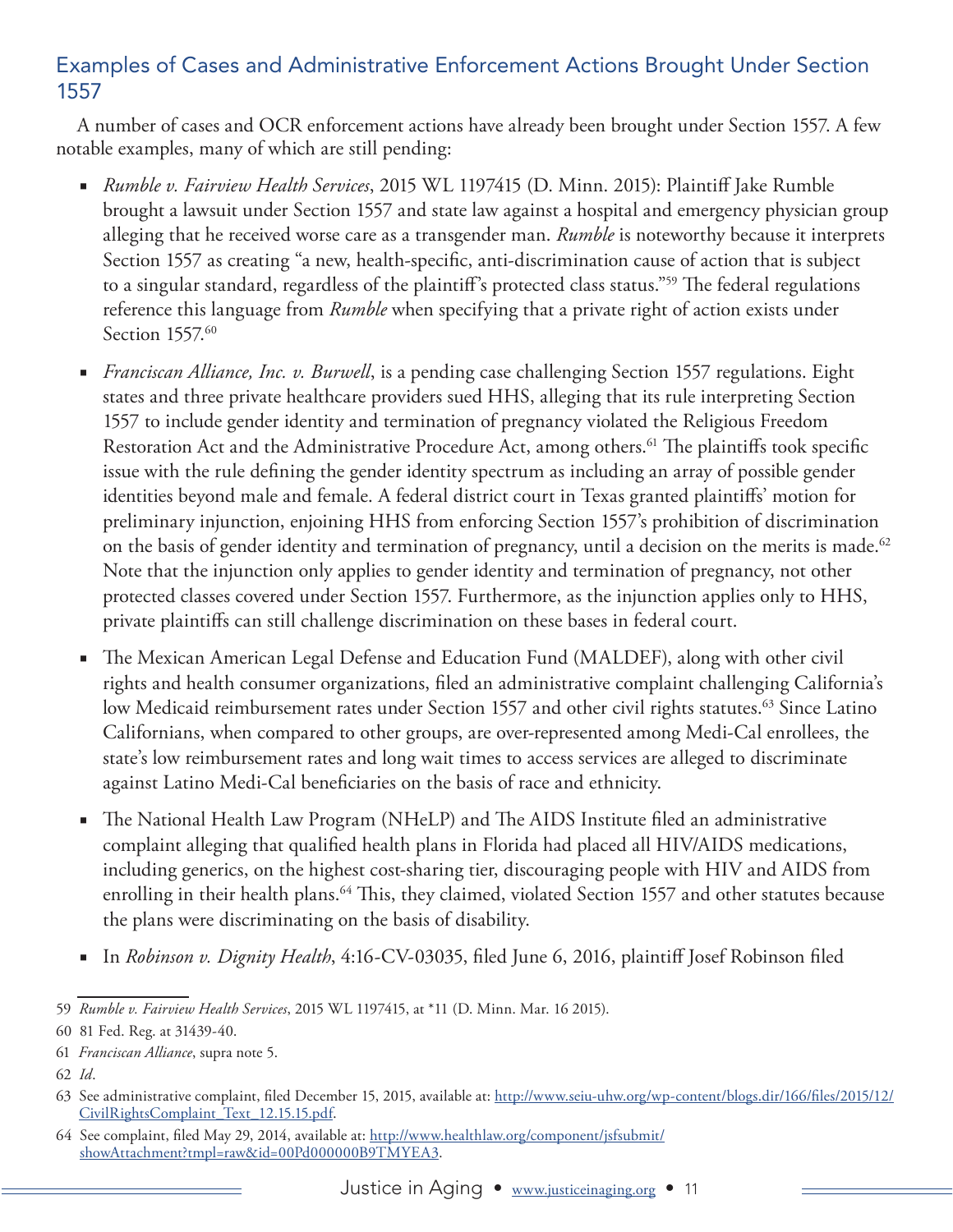## Examples of Cases and Administrative Enforcement Actions Brought Under Section 1557

A number of cases and OCR enforcement actions have already been brought under Section 1557. A few notable examples, many of which are still pending:

- *Rumble v. Fairview Health Services*, 2015 WL 1197415 (D. Minn. 2015): Plaintiff Jake Rumble brought a lawsuit under Section 1557 and state law against a hospital and emergency physician group alleging that he received worse care as a transgender man. *Rumble* is noteworthy because it interprets Section 1557 as creating "a new, health-specific, anti-discrimination cause of action that is subject to a singular standard, regardless of the plaintiff's protected class status."[59] The federal regulations reference this language from *Rumble* when specifying that a private right of action exists under Section 1557.[60]

- *Franciscan Alliance, Inc. v. Burwell*, is a pending case challenging Section 1557 regulations. Eight states and three private healthcare providers sued HHS, alleging that its rule interpreting Section 1557 to include gender identity and termination of pregnancy violated the Religious Freedom Restoration Act and the Administrative Procedure Act, among others.[61] The plaintiffs took specific issue with the rule defining the gender identity spectrum as including an array of possible gender identities beyond male and female. A federal district court in Texas granted plaintiffs' motion for preliminary injunction, enjoining HHS from enforcing Section 1557's prohibition of discrimination on the basis of gender identity and termination of pregnancy, until a decision on the merits is made.[62] Note that the injunction only applies to gender identity and termination of pregnancy, not other protected classes covered under Section 1557. Furthermore, as the injunction applies only to HHS, private plaintiffs can still challenge discrimination on these bases in federal court.

- The Mexican American Legal Defense and Education Fund (MALDEF), along with other civil rights and health consumer organizations, filed an administrative complaint challenging California's low Medicaid reimbursement rates under Section 1557 and other civil rights statutes.[63] Since Latino Californians, when compared to other groups, are over-represented among Medi-Cal enrollees, the state's low reimbursement rates and long wait times to access services are alleged to discriminate against Latino Medi-Cal beneficiaries on the basis of race and ethnicity.

- The National Health Law Program (NHeLP) and The AIDS Institute filed an administrative complaint alleging that qualified health plans in Florida had placed all HIV/AIDS medications, including generics, on the highest cost-sharing tier, discouraging people with HIV and AIDS from enrolling in their health plans.[64] This, they claimed, violated Section 1557 and other statutes because the plans were discriminating on the basis of disability.

- In *Robinson v. Dignity Health*, 4:16-CV-03035, filed June 6, 2016, plaintiff Josef Robinson filed

---

59 *Rumble v. Fairview Health Services*, 2015 WL 1197415, at *11 (D. Minn. Mar. 16 2015).

60 81 Fed. Reg. at 31439-40.

61 *Franciscan Alliance*, supra note 5.

62 *Id*.

63 See administrative complaint, filed December 15, 2015, available at: http://www.seiu-uhw.org/wp-content/blogs.dir/166/files/2015/12/CivilRightsComplaint_Text_12.15.15.pdf.

64 See complaint, filed May 29, 2014, available at: http://www.healthlaw.org/component/jsfsubmit/showAttachment?tmpl=raw&id=00Pd000000B9TMYEA3.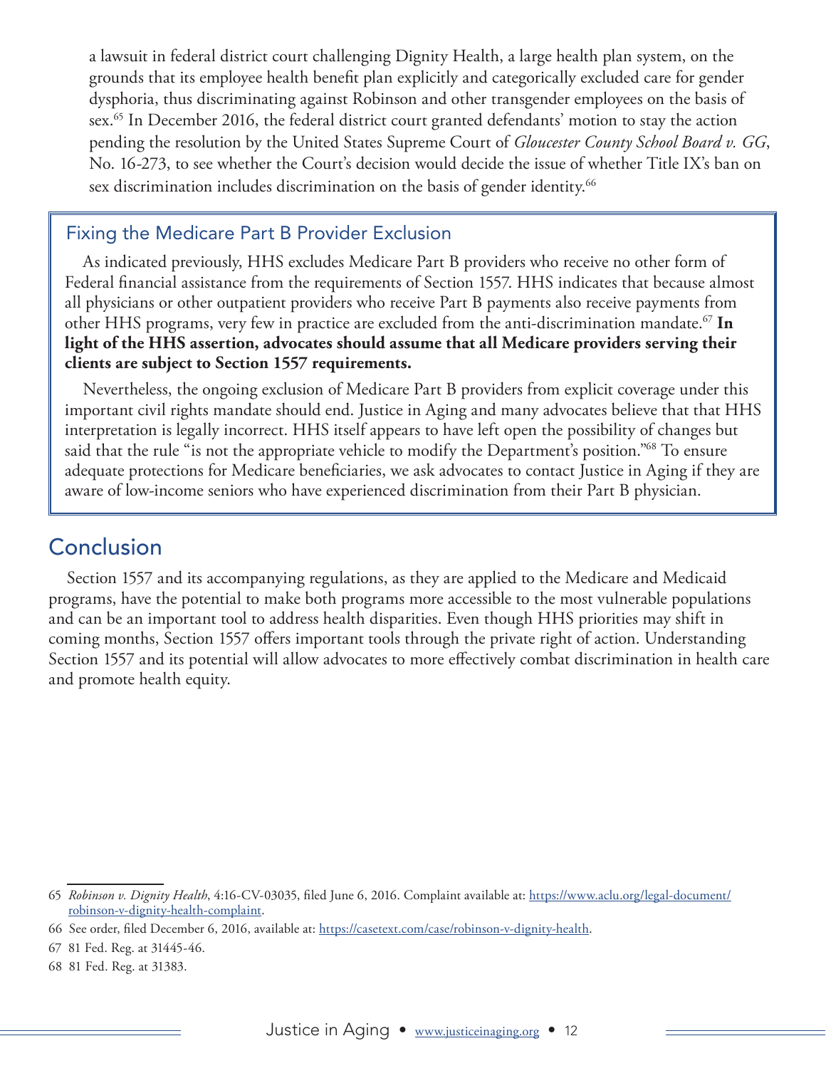a lawsuit in federal district court challenging Dignity Health, a large health plan system, on the grounds that its employee health benefit plan explicitly and categorically excluded care for gender dysphoria, thus discriminating against Robinson and other transgender employees on the basis of sex.[65] In December 2016, the federal district court granted defendants' motion to stay the action pending the resolution by the United States Supreme Court of *Gloucester County School Board v. GG*, No. 16-273, to see whether the Court's decision would decide the issue of whether Title IX's ban on sex discrimination includes discrimination on the basis of gender identity.[66]

### Fixing the Medicare Part B Provider Exclusion

As indicated previously, HHS excludes Medicare Part B providers who receive no other form of Federal financial assistance from the requirements of Section 1557. HHS indicates that because almost all physicians or other outpatient providers who receive Part B payments also receive payments from other HHS programs, very few in practice are excluded from the anti-discrimination mandate.[67] **In light of the HHS assertion, advocates should assume that all Medicare providers serving their clients are subject to Section 1557 requirements.**

Nevertheless, the ongoing exclusion of Medicare Part B providers from explicit coverage under this important civil rights mandate should end. Justice in Aging and many advocates believe that that HHS interpretation is legally incorrect. HHS itself appears to have left open the possibility of changes but said that the rule "is not the appropriate vehicle to modify the Department's position."[68] To ensure adequate protections for Medicare beneficiaries, we ask advocates to contact Justice in Aging if they are aware of low-income seniors who have experienced discrimination from their Part B physician.

## Conclusion

Section 1557 and its accompanying regulations, as they are applied to the Medicare and Medicaid programs, have the potential to make both programs more accessible to the most vulnerable populations and can be an important tool to address health disparities. Even though HHS priorities may shift in coming months, Section 1557 offers important tools through the private right of action. Understanding Section 1557 and its potential will allow advocates to more effectively combat discrimination in health care and promote health equity.

---

65 *Robinson v. Dignity Health*, 4:16-CV-03035, filed June 6, 2016. Complaint available at: https://www.aclu.org/legal-document/robinson-v-dignity-health-complaint.

66 See order, filed December 6, 2016, available at: https://casetext.com/case/robinson-v-dignity-health.

67 81 Fed. Reg. at 31445-46.

68 81 Fed. Reg. at 31383.